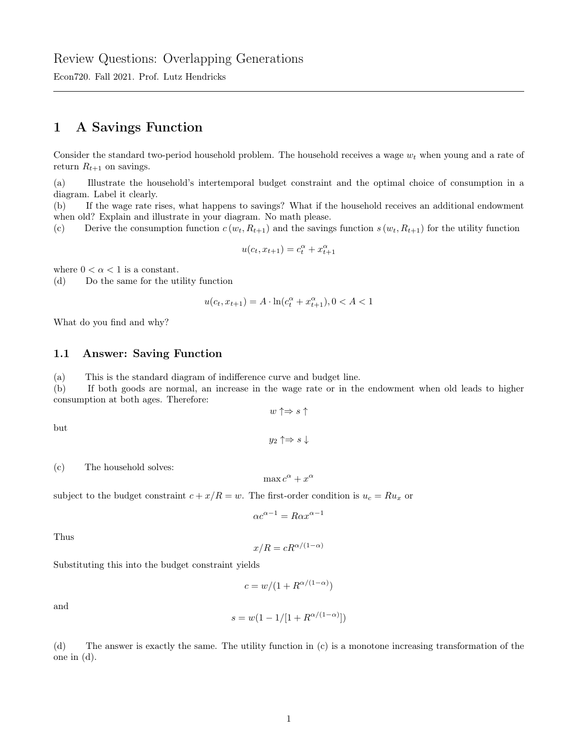# Review Questions: Overlapping Generations

Econ720. Fall 2021. Prof. Lutz Hendricks

---

## 1 A Savings Function

Consider the standard two-period household problem. The household receives a wage $w_t$ when young and a rate of return $R_{t+1}$ on savings.

(a) Illustrate the household's intertemporal budget constraint and the optimal choice of consumption in a diagram. Label it clearly.

(b) If the wage rate rises, what happens to savings? What if the household receives an additional endowment when old? Explain and illustrate in your diagram. No math please.

(c) Derive the consumption function $c(w_t, R_{t+1})$ and the savings function $s(w_t, R_{t+1})$ for the utility function

$$u(c_t, x_{t+1}) = c_t^\alpha + x_{t+1}^\alpha$$

where $0 < \alpha < 1$ is a constant.

(d) Do the same for the utility function

$$u(c_t, x_{t+1}) = A \cdot \ln(c_t^\alpha + x_{t+1}^\alpha), 0 < A < 1$$

What do you find and why?

### 1.1 Answer: Saving Function

(a) This is the standard diagram of indifference curve and budget line.

(b) If both goods are normal, an increase in the wage rate or in the endowment when old leads to higher consumption at both ages. Therefore:

$$w \uparrow \Rightarrow s \uparrow$$

but

$$y_2 \uparrow \Rightarrow s \downarrow$$

(c) The household solves:

$$\max c^\alpha + x^\alpha$$

subject to the budget constraint $c + x/R = w$. The first-order condition is $u_c = Ru_x$ or

$$\alpha c^{\alpha-1} = R\alpha x^{\alpha-1}$$

Thus

$$x/R = cR^{\alpha/(1-\alpha)}$$

Substituting this into the budget constraint yields

$$c = w/(1 + R^{\alpha/(1-\alpha)})$$

and

$$s = w(1 - 1/[1 + R^{\alpha/(1-\alpha)}])$$

(d) The answer is exactly the same. The utility function in (c) is a monotone increasing transformation of the one in (d).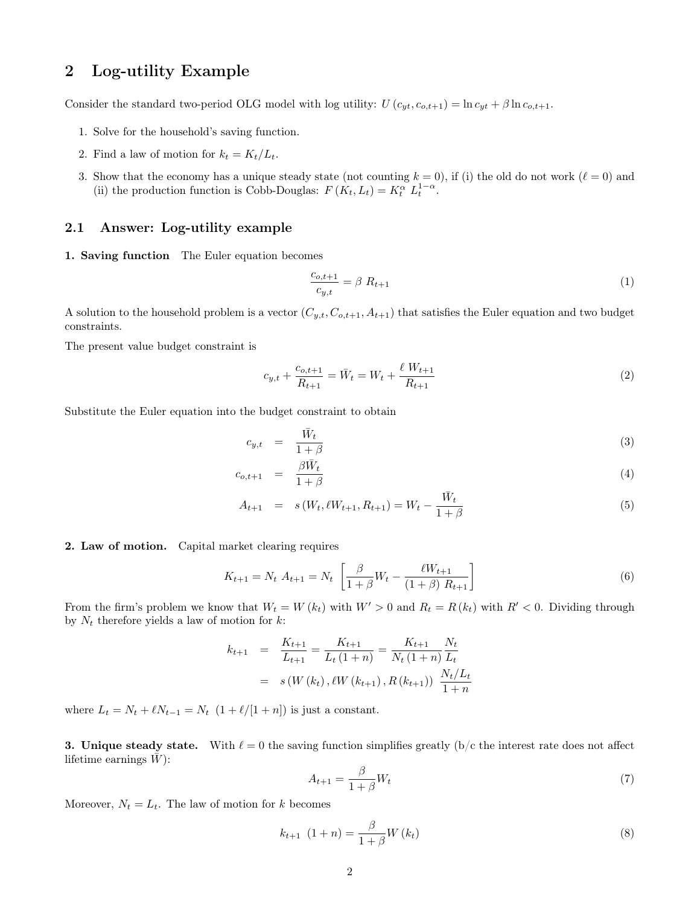## 2 Log-utility Example

Consider the standard two-period OLG model with log utility: $U(c_{yt}, c_{o,t+1}) = \ln c_{yt} + \beta \ln c_{o,t+1}$.

1. Solve for the household's saving function.
2. Find a law of motion for $k_t = K_t/L_t$.
3. Show that the economy has a unique steady state (not counting $k = 0$), if (i) the old do not work ($\ell = 0$) and (ii) the production function is Cobb-Douglas: $F(K_t, L_t) = K_t^{\alpha} L_t^{1-\alpha}$.

### 2.1 Answer: Log-utility example

**1. Saving function** The Euler equation becomes

$$\frac{c_{o,t+1}}{c_{y,t}} = \beta R_{t+1} \tag{1}$$

A solution to the household problem is a vector $(C_{y,t}, C_{o,t+1}, A_{t+1})$ that satisfies the Euler equation and two budget constraints.

The present value budget constraint is

$$c_{y,t} + \frac{c_{o,t+1}}{R_{t+1}} = \bar{W}_t = W_t + \frac{\ell W_{t+1}}{R_{t+1}} \tag{2}$$

Substitute the Euler equation into the budget constraint to obtain

$$c_{y,t} = \frac{\bar{W}_t}{1+\beta} \tag{3}$$

$$c_{o,t+1} = \frac{\beta \bar{W}_t}{1+\beta} \tag{4}$$

$$A_{t+1} = s(W_t, \ell W_{t+1}, R_{t+1}) = W_t - \frac{\bar{W}_t}{1+\beta} \tag{5}$$

**2. Law of motion.** Capital market clearing requires

$$K_{t+1} = N_t A_{t+1} = N_t \left[ \frac{\beta}{1+\beta} W_t - \frac{\ell W_{t+1}}{(1+\beta) R_{t+1}} \right] \tag{6}$$

From the firm's problem we know that $W_t = W(k_t)$ with $W' > 0$ and $R_t = R(k_t)$ with $R' < 0$. Dividing through by $N_t$ therefore yields a law of motion for $k$:

$$\begin{aligned} k_{t+1} &= \frac{K_{t+1}}{L_{t+1}} = \frac{K_{t+1}}{L_t(1+n)} = \frac{K_{t+1}}{N_t(1+n)} \frac{N_t}{L_t} \\ &= s(W(k_t), \ell W(k_{t+1}), R(k_{t+1})) \frac{N_t/L_t}{1+n} \end{aligned}$$

where $L_t = N_t + \ell N_{t-1} = N_t (1 + \ell/[1+n])$ is just a constant.

**3. Unique steady state.** With $\ell = 0$ the saving function simplifies greatly (b/c the interest rate does not affect lifetime earnings $\bar{W}$):

$$A_{t+1} = \frac{\beta}{1+\beta} W_t \tag{7}$$

Moreover, $N_t = L_t$. The law of motion for $k$ becomes

$$k_{t+1} (1+n) = \frac{\beta}{1+\beta} W(k_t) \tag{8}$$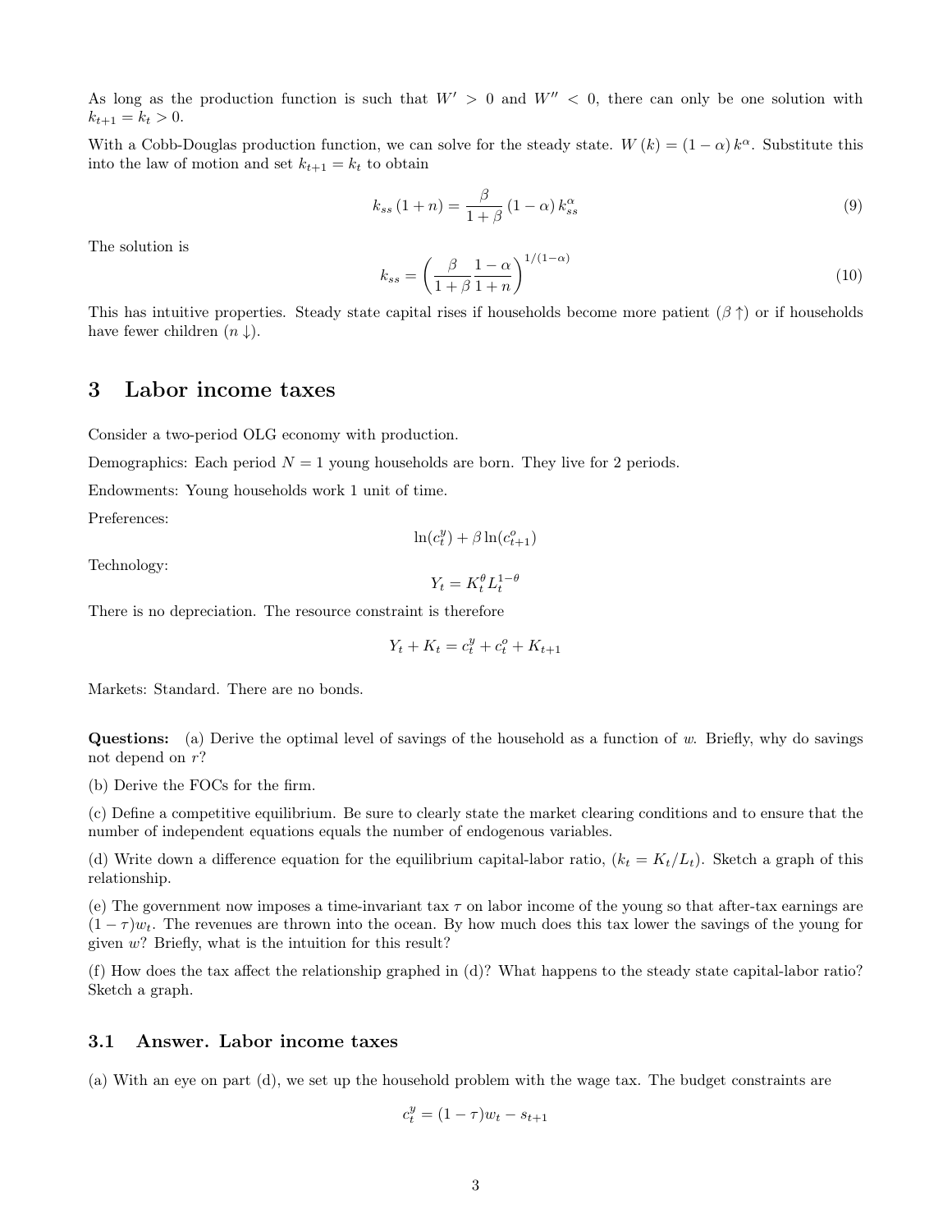As long as the production function is such that $W' > 0$ and $W'' < 0$, there can only be one solution with $k_{t+1} = k_t > 0$.

With a Cobb-Douglas production function, we can solve for the steady state. $W(k) = (1-\alpha) k^{\alpha}$. Substitute this into the law of motion and set $k_{t+1} = k_t$ to obtain

$$k_{ss}(1+n) = \frac{\beta}{1+\beta}(1-\alpha) k_{ss}^{\alpha} \tag{9}$$

The solution is

$$k_{ss} = \left(\frac{\beta}{1+\beta}\frac{1-\alpha}{1+n}\right)^{1/(1-\alpha)} \tag{10}$$

This has intuitive properties. Steady state capital rises if households become more patient ($\beta \uparrow$) or if households have fewer children ($n \downarrow$).

## 3 Labor income taxes

Consider a two-period OLG economy with production.

Demographics: Each period $N = 1$ young households are born. They live for 2 periods.

Endowments: Young households work 1 unit of time.

Preferences:

$$\ln(c_t^y) + \beta \ln(c_{t+1}^o)$$

Technology:

$$Y_t = K_t^{\theta} L_t^{1-\theta}$$

There is no depreciation. The resource constraint is therefore

$$Y_t + K_t = c_t^y + c_t^o + K_{t+1}$$

Markets: Standard. There are no bonds.

**Questions:** (a) Derive the optimal level of savings of the household as a function of $w$. Briefly, why do savings not depend on $r$?

(b) Derive the FOCs for the firm.

(c) Define a competitive equilibrium. Be sure to clearly state the market clearing conditions and to ensure that the number of independent equations equals the number of endogenous variables.

(d) Write down a difference equation for the equilibrium capital-labor ratio, ($k_t = K_t/L_t$). Sketch a graph of this relationship.

(e) The government now imposes a time-invariant tax $\tau$ on labor income of the young so that after-tax earnings are $(1-\tau)w_t$. The revenues are thrown into the ocean. By how much does this tax lower the savings of the young for given $w$? Briefly, what is the intuition for this result?

(f) How does the tax affect the relationship graphed in (d)? What happens to the steady state capital-labor ratio? Sketch a graph.

### 3.1 Answer. Labor income taxes

(a) With an eye on part (d), we set up the household problem with the wage tax. The budget constraints are

$$c_t^y = (1-\tau)w_t - s_{t+1}$$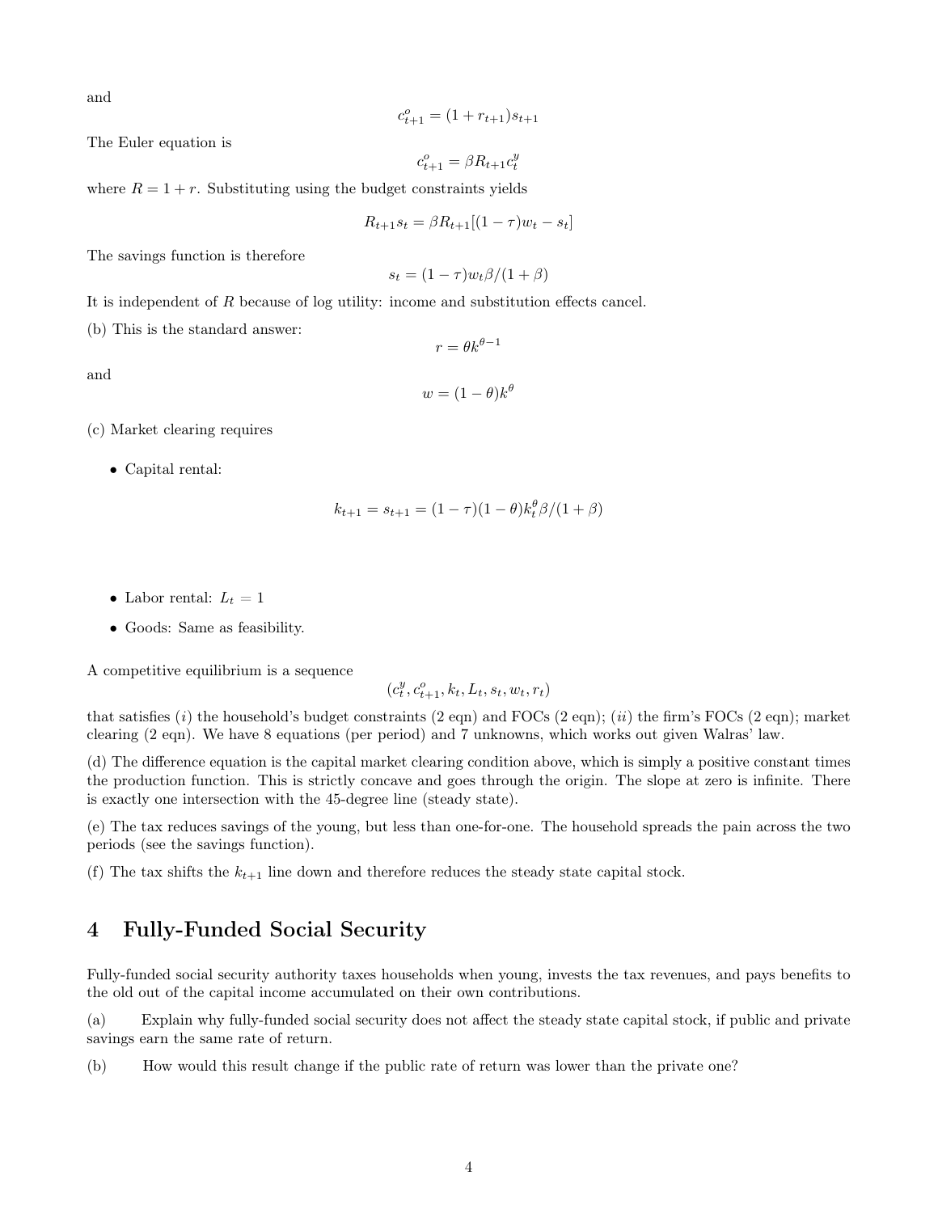and

$$c^o_{t+1} = (1 + r_{t+1})s_{t+1}$$

The Euler equation is

$$c^o_{t+1} = \beta R_{t+1} c^y_t$$

where $R = 1 + r$. Substituting using the budget constraints yields

$$R_{t+1} s_t = \beta R_{t+1}[(1 - \tau)w_t - s_t]$$

The savings function is therefore

$$s_t = (1 - \tau)w_t \beta/(1 + \beta)$$

It is independent of $R$ because of log utility: income and substitution effects cancel.

(b) This is the standard answer:

$$r = \theta k^{\theta - 1}$$

and

$$w = (1 - \theta)k^\theta$$

(c) Market clearing requires

- Capital rental:

$$k_{t+1} = s_{t+1} = (1 - \tau)(1 - \theta)k^\theta_t \beta/(1 + \beta)$$

- Labor rental: $L_t = 1$
- Goods: Same as feasibility.

A competitive equilibrium is a sequence

$$(c^y_t, c^o_{t+1}, k_t, L_t, s_t, w_t, r_t)$$

that satisfies (*i*) the household's budget constraints (2 eqn) and FOCs (2 eqn); (*ii*) the firm's FOCs (2 eqn); market clearing (2 eqn). We have 8 equations (per period) and 7 unknowns, which works out given Walras' law.

(d) The difference equation is the capital market clearing condition above, which is simply a positive constant times the production function. This is strictly concave and goes through the origin. The slope at zero is infinite. There is exactly one intersection with the 45-degree line (steady state).

(e) The tax reduces savings of the young, but less than one-for-one. The household spreads the pain across the two periods (see the savings function).

(f) The tax shifts the $k_{t+1}$ line down and therefore reduces the steady state capital stock.

# 4 Fully-Funded Social Security

Fully-funded social security authority taxes households when young, invests the tax revenues, and pays benefits to the old out of the capital income accumulated on their own contributions.

(a) Explain why fully-funded social security does not affect the steady state capital stock, if public and private savings earn the same rate of return.

(b) How would this result change if the public rate of return was lower than the private one?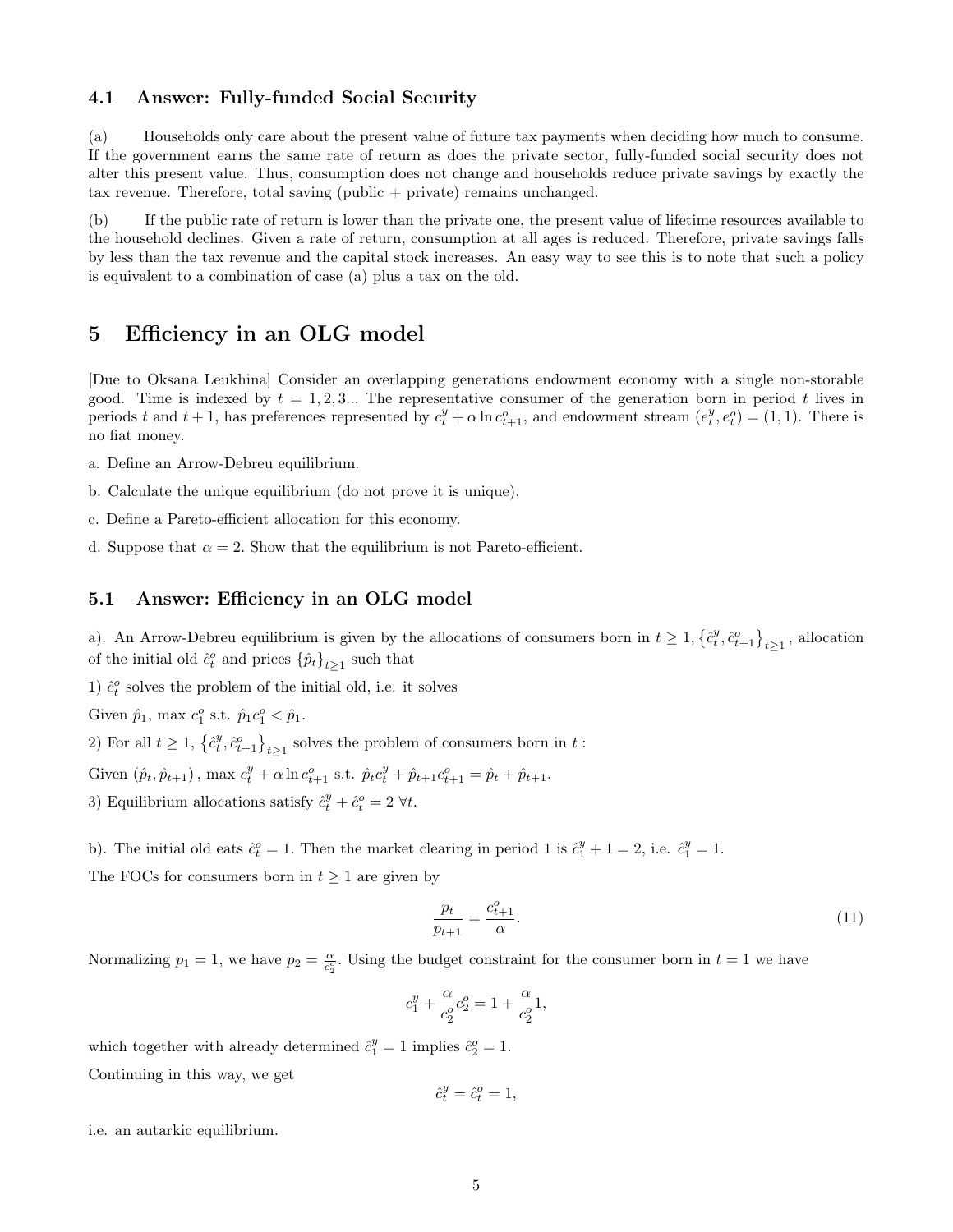### 4.1 Answer: Fully-funded Social Security

(a) Households only care about the present value of future tax payments when deciding how much to consume. If the government earns the same rate of return as does the private sector, fully-funded social security does not alter this present value. Thus, consumption does not change and households reduce private savings by exactly the tax revenue. Therefore, total saving (public + private) remains unchanged.

(b) If the public rate of return is lower than the private one, the present value of lifetime resources available to the household declines. Given a rate of return, consumption at all ages is reduced. Therefore, private savings falls by less than the tax revenue and the capital stock increases. An easy way to see this is to note that such a policy is equivalent to a combination of case (a) plus a tax on the old.

## 5 Efficiency in an OLG model

[Due to Oksana Leukhina] Consider an overlapping generations endowment economy with a single non-storable good. Time is indexed by $t = 1, 2, 3...$ The representative consumer of the generation born in period $t$ lives in periods $t$ and $t+1$, has preferences represented by $c_t^y + \alpha \ln c_{t+1}^o$, and endowment stream $(e_t^y, e_t^o) = (1, 1)$. There is no fiat money.

a. Define an Arrow-Debreu equilibrium.

b. Calculate the unique equilibrium (do not prove it is unique).

c. Define a Pareto-efficient allocation for this economy.

d. Suppose that $\alpha = 2$. Show that the equilibrium is not Pareto-efficient.

### 5.1 Answer: Efficiency in an OLG model

a). An Arrow-Debreu equilibrium is given by the allocations of consumers born in $t \geq 1$, $\left\{\hat{c}_t^y, \hat{c}_{t+1}^o\right\}_{t\geq 1}$, allocation of the initial old $\hat{c}_t^o$ and prices $\{\hat{p}_t\}_{t\geq 1}$ such that

1) $\hat{c}_t^o$ solves the problem of the initial old, i.e. it solves

Given $\hat{p}_1$, max $c_1^o$ s.t. $\hat{p}_1 c_1^o < \hat{p}_1$.

2) For all $t \geq 1$, $\left\{\hat{c}_t^y, \hat{c}_{t+1}^o\right\}_{t\geq 1}$ solves the problem of consumers born in $t$ :

Given $(\hat{p}_t, \hat{p}_{t+1})$, max $c_t^y + \alpha \ln c_{t+1}^o$ s.t. $\hat{p}_t c_t^y + \hat{p}_{t+1} c_{t+1}^o = \hat{p}_t + \hat{p}_{t+1}$.

3) Equilibrium allocations satisfy $\hat{c}_t^y + \hat{c}_t^o = 2 \ \forall t$.

b). The initial old eats $\hat{c}_t^o = 1$. Then the market clearing in period 1 is $\hat{c}_1^y + 1 = 2$, i.e. $\hat{c}_1^y = 1$.

The FOCs for consumers born in $t \geq 1$ are given by

$$\frac{p_t}{p_{t+1}} = \frac{c_{t+1}^o}{\alpha}. \tag{11}$$

Normalizing $p_1 = 1$, we have $p_2 = \frac{\alpha}{c_2^o}$. Using the budget constraint for the consumer born in $t = 1$ we have

$$c_1^y + \frac{\alpha}{c_2^o} c_2^o = 1 + \frac{\alpha}{c_2^o} 1,$$

which together with already determined $\hat{c}_1^y = 1$ implies $\hat{c}_2^o = 1$.

Continuing in this way, we get

$$\hat{c}_t^y = \hat{c}_t^o = 1,$$

i.e. an autarkic equilibrium.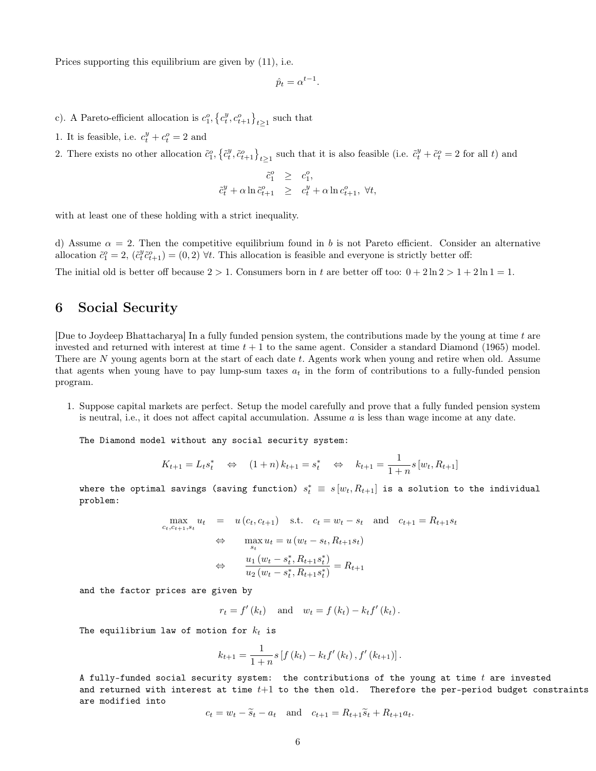Prices supporting this equilibrium are given by (11), i.e.

$$\hat{p}_t = \alpha^{t-1}.$$

c). A Pareto-efficient allocation is $c_1^o, \{c_t^y, c_{t+1}^o\}_{t\geq 1}$ such that

1. It is feasible, i.e. $c_t^y + c_t^o = 2$ and
2. There exists no other allocation $\tilde{c}_1^o, \{\tilde{c}_t^y, \tilde{c}_{t+1}^o\}_{t\geq 1}$ such that it is also feasible (i.e. $\tilde{c}_t^y + \tilde{c}_t^o = 2$ for all $t$) and

$$\begin{aligned}
\tilde{c}_1^o &\geq c_1^o, \\
\tilde{c}_t^y + \alpha \ln \tilde{c}_{t+1}^o &\geq c_t^y + \alpha \ln c_{t+1}^o, \ \forall t,
\end{aligned}$$

with at least one of these holding with a strict inequality.

d) Assume $\alpha = 2$. Then the competitive equilibrium found in $b$ is not Pareto efficient. Consider an alternative allocation $\tilde{c}_1^o = 2$, $(\tilde{c}_t^y \tilde{c}_{t+1}^o) = (0, 2)\ \forall t$. This allocation is feasible and everyone is strictly better off:

The initial old is better off because $2 > 1$. Consumers born in $t$ are better off too: $0 + 2\ln 2 > 1 + 2\ln 1 = 1$.

# 6 Social Security

[Due to Joydeep Bhattacharya] In a fully funded pension system, the contributions made by the young at time $t$ are invested and returned with interest at time $t+1$ to the same agent. Consider a standard Diamond (1965) model. There are $N$ young agents born at the start of each date $t$. Agents work when young and retire when old. Assume that agents when young have to pay lump-sum taxes $a_t$ in the form of contributions to a fully-funded pension program.

1. Suppose capital markets are perfect. Setup the model carefully and prove that a fully funded pension system is neutral, i.e., it does not affect capital accumulation. Assume $a$ is less than wage income at any date.

   The Diamond model without any social security system:

   $$K_{t+1} = L_t s_t^* \quad \Leftrightarrow \quad (1+n)\, k_{t+1} = s_t^* \quad \Leftrightarrow \quad k_{t+1} = \frac{1}{1+n} s\left[w_t, R_{t+1}\right]$$

   where the optimal savings (saving function) $s_t^* \equiv s\left[w_t, R_{t+1}\right]$ is a solution to the individual problem:

   $$\begin{aligned}
   \max_{c_t, c_{t+1}, s_t} u_t &= u\left(c_t, c_{t+1}\right) \quad \text{s.t.} \quad c_t = w_t - s_t \ \text{ and } \ c_{t+1} = R_{t+1} s_t \\
   &\Leftrightarrow \quad \max_{s_t} u_t = u\left(w_t - s_t, R_{t+1} s_t\right) \\
   &\Leftrightarrow \quad \frac{u_1\left(w_t - s_t^*, R_{t+1} s_t^*\right)}{u_2\left(w_t - s_t^*, R_{t+1} s_t^*\right)} = R_{t+1}
   \end{aligned}$$

   and the factor prices are given by

   $$r_t = f'\left(k_t\right) \quad \text{and} \quad w_t = f\left(k_t\right) - k_t f'\left(k_t\right).$$

   The equilibrium law of motion for $k_t$ is

   $$k_{t+1} = \frac{1}{1+n} s\left[f\left(k_t\right) - k_t f'\left(k_t\right), f'\left(k_{t+1}\right)\right].$$

   A fully-funded social security system: the contributions of the young at time $t$ are invested and returned with interest at time $t+1$ to the then old. Therefore the per-period budget constraints are modified into

   $$c_t = w_t - \tilde{s}_t - a_t \quad \text{and} \quad c_{t+1} = R_{t+1}\tilde{s}_t + R_{t+1} a_t.$$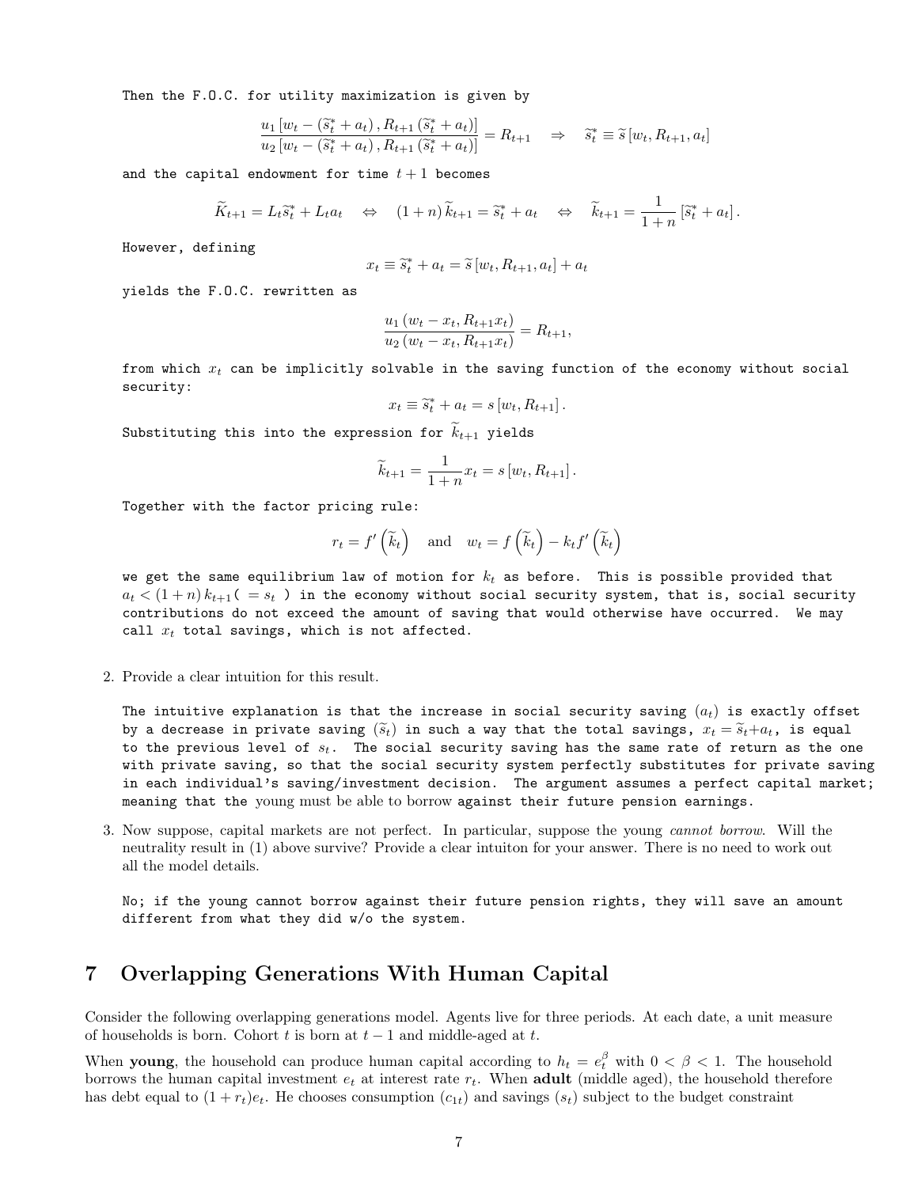Then the F.O.C. for utility maximization is given by

$$\frac{u_1\left[w_t - (\widetilde{s}_t^* + a_t), R_{t+1}(\widetilde{s}_t^* + a_t)\right]}{u_2\left[w_t - (\widetilde{s}_t^* + a_t), R_{t+1}(\widetilde{s}_t^* + a_t)\right]} = R_{t+1} \quad \Rightarrow \quad \widetilde{s}_t^* \equiv \widetilde{s}\left[w_t, R_{t+1}, a_t\right]$$

and the capital endowment for time $t+1$ becomes

$$\widetilde{K}_{t+1} = L_t \widetilde{s}_t^* + L_t a_t \quad \Leftrightarrow \quad (1+n)\widetilde{k}_{t+1} = \widetilde{s}_t^* + a_t \quad \Leftrightarrow \quad \widetilde{k}_{t+1} = \frac{1}{1+n}\left[\widetilde{s}_t^* + a_t\right].$$

However, defining

$$x_t \equiv \widetilde{s}_t^* + a_t = \widetilde{s}\left[w_t, R_{t+1}, a_t\right] + a_t$$

yields the F.O.C. rewritten as

$$\frac{u_1\left(w_t - x_t, R_{t+1}x_t\right)}{u_2\left(w_t - x_t, R_{t+1}x_t\right)} = R_{t+1},$$

from which $x_t$ can be implicitly solvable in the saving function of the economy without social security:

$$x_t \equiv \widetilde{s}_t^* + a_t = s\left[w_t, R_{t+1}\right].$$

Substituting this into the expression for $\widetilde{k}_{t+1}$ yields

$$\widetilde{k}_{t+1} = \frac{1}{1+n}x_t = s\left[w_t, R_{t+1}\right].$$

Together with the factor pricing rule:

$$r_t = f'\left(\widetilde{k}_t\right) \quad \text{and} \quad w_t = f\left(\widetilde{k}_t\right) - k_t f'\left(\widetilde{k}_t\right)$$

we get the same equilibrium law of motion for $k_t$ as before. This is possible provided that $a_t < (1+n)k_{t+1}( = s_t )$ in the economy without social security system, that is, social security contributions do not exceed the amount of saving that would otherwise have occurred. We may call $x_t$ total savings, which is not affected.

2. Provide a clear intuition for this result.

   The intuitive explanation is that the increase in social security saving $(a_t)$ is exactly offset by a decrease in private saving $(\widetilde{s}_t)$ in such a way that the total savings, $x_t = \widetilde{s}_t + a_t$, is equal to the previous level of $s_t$. The social security saving has the same rate of return as the one with private saving, so that the social security system perfectly substitutes for private saving in each individual's saving/investment decision. The argument assumes a perfect capital market; meaning that the young must be able to borrow against their future pension earnings.

3. Now suppose, capital markets are not perfect. In particular, suppose the young *cannot borrow*. Will the neutrality result in (1) above survive? Provide a clear intuiton for your answer. There is no need to work out all the model details.

   No; if the young cannot borrow against their future pension rights, they will save an amount different from what they did w/o the system.

# 7 Overlapping Generations With Human Capital

Consider the following overlapping generations model. Agents live for three periods. At each date, a unit measure of households is born. Cohort $t$ is born at $t-1$ and middle-aged at $t$.

When **young**, the household can produce human capital according to $h_t = e_t^\beta$ with $0 < \beta < 1$. The household borrows the human capital investment $e_t$ at interest rate $r_t$. When **adult** (middle aged), the household therefore has debt equal to $(1+r_t)e_t$. He chooses consumption $(c_{1t})$ and savings $(s_t)$ subject to the budget constraint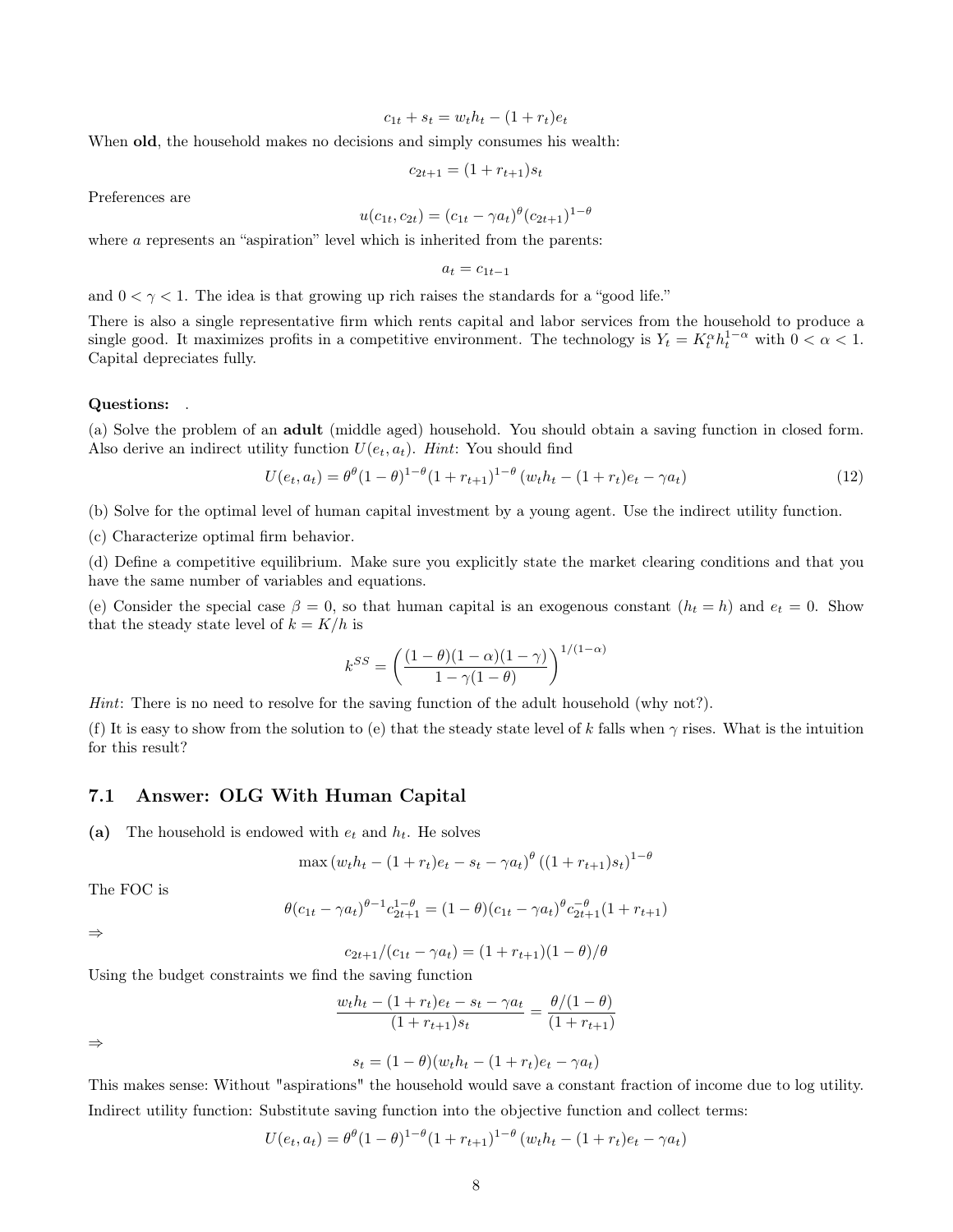$$c_{1t} + s_t = w_t h_t - (1 + r_t) e_t$$

When **old**, the household makes no decisions and simply consumes his wealth:

$$c_{2t+1} = (1 + r_{t+1}) s_t$$

Preferences are

$$u(c_{1t}, c_{2t}) = (c_{1t} - \gamma a_t)^{\theta} (c_{2t+1})^{1-\theta}$$

where $a$ represents an "aspiration" level which is inherited from the parents:

$$a_t = c_{1t-1}$$

and $0 < \gamma < 1$. The idea is that growing up rich raises the standards for a "good life."

There is also a single representative firm which rents capital and labor services from the household to produce a single good. It maximizes profits in a competitive environment. The technology is $Y_t = K_t^{\alpha} h_t^{1-\alpha}$ with $0 < \alpha < 1$. Capital depreciates fully.

**Questions:** .

(a) Solve the problem of an **adult** (middle aged) household. You should obtain a saving function in closed form. Also derive an indirect utility function $U(e_t, a_t)$. *Hint*: You should find

$$U(e_t, a_t) = \theta^{\theta} (1 - \theta)^{1-\theta} (1 + r_{t+1})^{1-\theta} \left( w_t h_t - (1 + r_t) e_t - \gamma a_t \right) \tag{12}$$

(b) Solve for the optimal level of human capital investment by a young agent. Use the indirect utility function.

(c) Characterize optimal firm behavior.

(d) Define a competitive equilibrium. Make sure you explicitly state the market clearing conditions and that you have the same number of variables and equations.

(e) Consider the special case $\beta = 0$, so that human capital is an exogenous constant ($h_t = h$) and $e_t = 0$. Show that the steady state level of $k = K/h$ is

$$k^{SS} = \left( \frac{(1 - \theta)(1 - \alpha)(1 - \gamma)}{1 - \gamma(1 - \theta)} \right)^{1/(1-\alpha)}$$

*Hint*: There is no need to resolve for the saving function of the adult household (why not?).

(f) It is easy to show from the solution to (e) that the steady state level of $k$ falls when $\gamma$ rises. What is the intuition for this result?

## 7.1 Answer: OLG With Human Capital

**(a)** The household is endowed with $e_t$ and $h_t$. He solves

$$\max \left( w_t h_t - (1 + r_t) e_t - s_t - \gamma a_t \right)^{\theta} \left( (1 + r_{t+1}) s_t \right)^{1-\theta}$$

The FOC is

$$\theta (c_{1t} - \gamma a_t)^{\theta - 1} c_{2t+1}^{1-\theta} = (1 - \theta)(c_{1t} - \gamma a_t)^{\theta} c_{2t+1}^{-\theta} (1 + r_{t+1})$$

$\Rightarrow$

$$c_{2t+1} / (c_{1t} - \gamma a_t) = (1 + r_{t+1})(1 - \theta)/\theta$$

Using the budget constraints we find the saving function

$$\frac{w_t h_t - (1 + r_t) e_t - s_t - \gamma a_t}{(1 + r_{t+1}) s_t} = \frac{\theta/(1 - \theta)}{(1 + r_{t+1})}$$

$\Rightarrow$

$$s_t = (1 - \theta)(w_t h_t - (1 + r_t) e_t - \gamma a_t)$$

This makes sense: Without "aspirations" the household would save a constant fraction of income due to log utility.

Indirect utility function: Substitute saving function into the objective function and collect terms:

$$U(e_t, a_t) = \theta^{\theta} (1 - \theta)^{1-\theta} (1 + r_{t+1})^{1-\theta} \left( w_t h_t - (1 + r_t) e_t - \gamma a_t \right)$$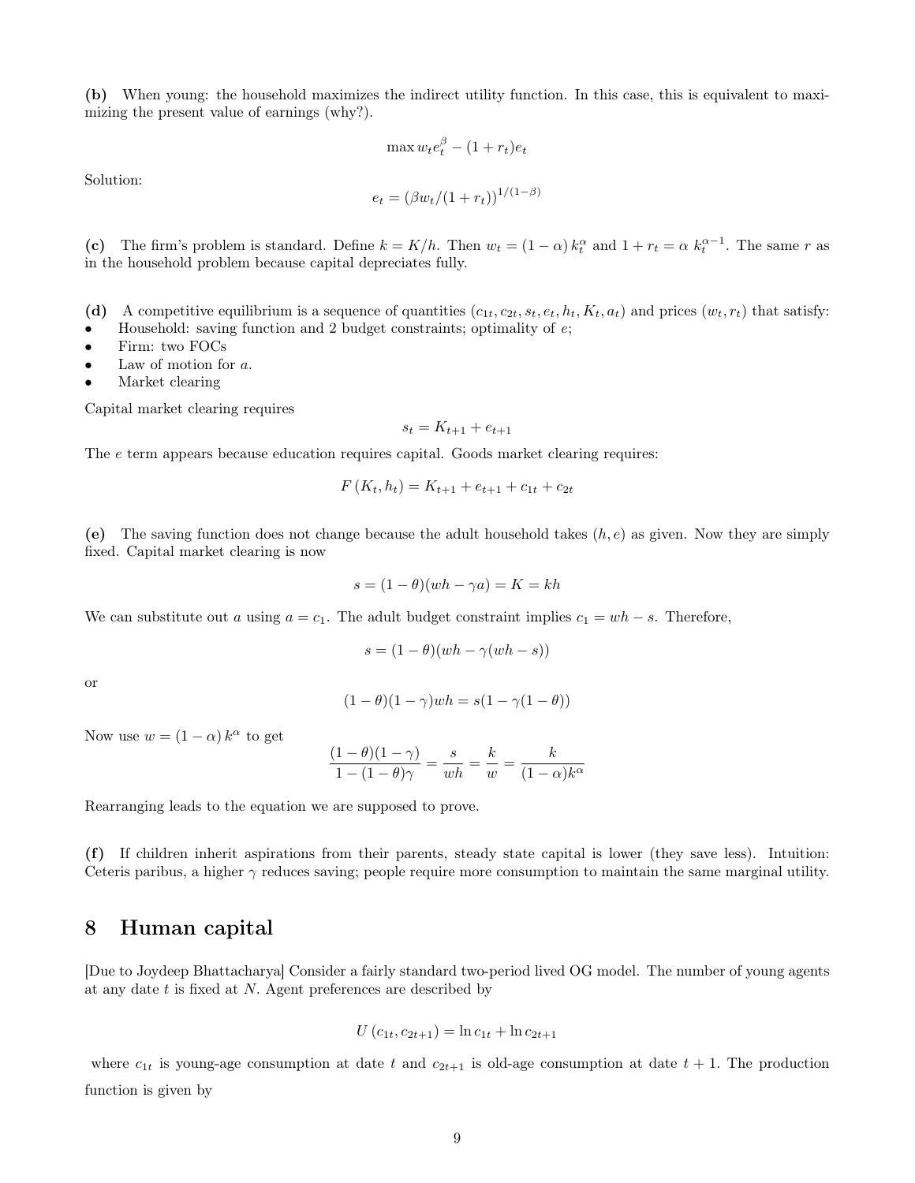**(b)** When young: the household maximizes the indirect utility function. In this case, this is equivalent to maximizing the present value of earnings (why?).

$$\max w_t e_t^\beta - (1+r_t)e_t$$

Solution:

$$e_t = (\beta w_t/(1+r_t))^{1/(1-\beta)}$$

**(c)** The firm's problem is standard. Define $k = K/h$. Then $w_t = (1-\alpha)\, k_t^\alpha$ and $1 + r_t = \alpha\, k_t^{\alpha-1}$. The same $r$ as in the household problem because capital depreciates fully.

**(d)** A competitive equilibrium is a sequence of quantities $(c_{1t}, c_{2t}, s_t, e_t, h_t, K_t, a_t)$ and prices $(w_t, r_t)$ that satisfy:

- Household: saving function and 2 budget constraints; optimality of $e$;
- Firm: two FOCs
- Law of motion for $a$.
- Market clearing

Capital market clearing requires

$$s_t = K_{t+1} + e_{t+1}$$

The $e$ term appears because education requires capital. Goods market clearing requires:

$$F(K_t, h_t) = K_{t+1} + e_{t+1} + c_{1t} + c_{2t}$$

**(e)** The saving function does not change because the adult household takes $(h, e)$ as given. Now they are simply fixed. Capital market clearing is now

$$s = (1-\theta)(wh - \gamma a) = K = kh$$

We can substitute out $a$ using $a = c_1$. The adult budget constraint implies $c_1 = wh - s$. Therefore,

$$s = (1-\theta)(wh - \gamma(wh - s))$$

or

$$(1-\theta)(1-\gamma)wh = s(1 - \gamma(1-\theta))$$

Now use $w = (1-\alpha)\, k^\alpha$ to get

$$\frac{(1-\theta)(1-\gamma)}{1-(1-\theta)\gamma} = \frac{s}{wh} = \frac{k}{w} = \frac{k}{(1-\alpha)k^\alpha}$$

Rearranging leads to the equation we are supposed to prove.

**(f)** If children inherit aspirations from their parents, steady state capital is lower (they save less). Intuition: Ceteris paribus, a higher $\gamma$ reduces saving; people require more consumption to maintain the same marginal utility.

# 8 Human capital

[Due to Joydeep Bhattacharya] Consider a fairly standard two-period lived OG model. The number of young agents at any date $t$ is fixed at $N$. Agent preferences are described by

$$U(c_{1t}, c_{2t+1}) = \ln c_{1t} + \ln c_{2t+1}$$

where $c_{1t}$ is young-age consumption at date $t$ and $c_{2t+1}$ is old-age consumption at date $t+1$. The production function is given by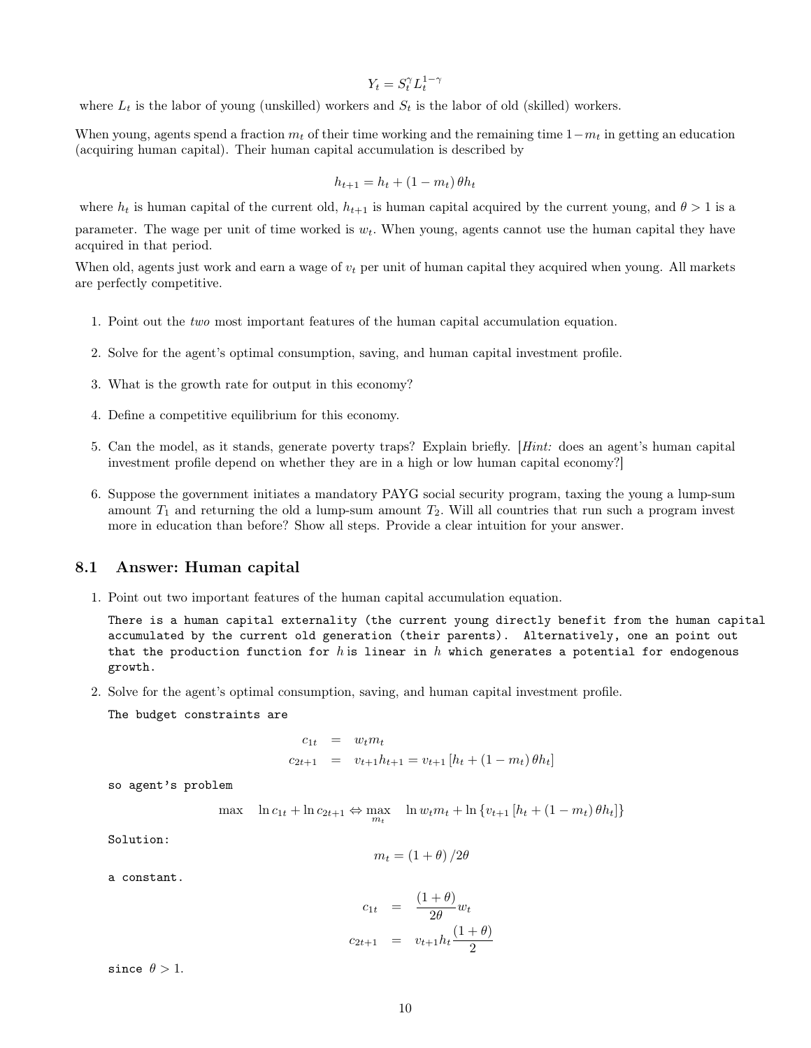$$Y_t = S_t^{\gamma} L_t^{1-\gamma}$$

where $L_t$ is the labor of young (unskilled) workers and $S_t$ is the labor of old (skilled) workers.

When young, agents spend a fraction $m_t$ of their time working and the remaining time $1-m_t$ in getting an education (acquiring human capital). Their human capital accumulation is described by

$$h_{t+1} = h_t + (1 - m_t)\,\theta h_t$$

where $h_t$ is human capital of the current old, $h_{t+1}$ is human capital acquired by the current young, and $\theta > 1$ is a parameter. The wage per unit of time worked is $w_t$. When young, agents cannot use the human capital they have acquired in that period.

When old, agents just work and earn a wage of $v_t$ per unit of human capital they acquired when young. All markets are perfectly competitive.

1. Point out the *two* most important features of the human capital accumulation equation.
2. Solve for the agent's optimal consumption, saving, and human capital investment profile.
3. What is the growth rate for output in this economy?
4. Define a competitive equilibrium for this economy.
5. Can the model, as it stands, generate poverty traps? Explain briefly. [*Hint:* does an agent's human capital investment profile depend on whether they are in a high or low human capital economy?]
6. Suppose the government initiates a mandatory PAYG social security program, taxing the young a lump-sum amount $T_1$ and returning the old a lump-sum amount $T_2$. Will all countries that run such a program invest more in education than before? Show all steps. Provide a clear intuition for your answer.

## 8.1 Answer: Human capital

1. Point out two important features of the human capital accumulation equation.

   There is a human capital externality (the current young directly benefit from the human capital accumulated by the current old generation (their parents). Alternatively, one an point out that the production function for $h$ is linear in $h$ which generates a potential for endogenous growth.

2. Solve for the agent's optimal consumption, saving, and human capital investment profile.

   The budget constraints are

$$\begin{aligned} c_{1t} &= w_t m_t \\ c_{2t+1} &= v_{t+1} h_{t+1} = v_{t+1}\left[h_t + (1 - m_t)\,\theta h_t\right] \end{aligned}$$

   so agent's problem

$$\max \quad \ln c_{1t} + \ln c_{2t+1} \Leftrightarrow \max_{m_t} \quad \ln w_t m_t + \ln\left\{v_{t+1}\left[h_t + (1 - m_t)\,\theta h_t\right]\right\}$$

   Solution:

$$m_t = (1 + \theta)/2\theta$$

   a constant.

$$\begin{aligned} c_{1t} &= \frac{(1+\theta)}{2\theta} w_t \\ c_{2t+1} &= v_{t+1} h_t \frac{(1+\theta)}{2} \end{aligned}$$

   since $\theta > 1$.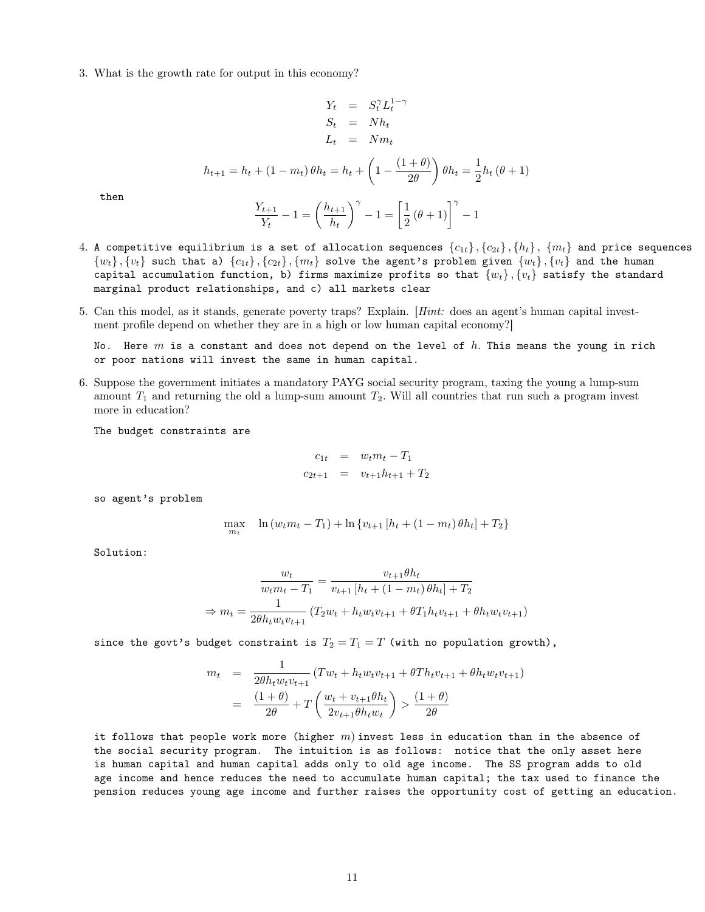3. What is the growth rate for output in this economy?

$$
\begin{aligned}
Y_t &= S_t^{\gamma} L_t^{1-\gamma} \\
S_t &= N h_t \\
L_t &= N m_t
\end{aligned}
$$

$$
h_{t+1} = h_t + (1 - m_t)\,\theta h_t = h_t + \left(1 - \frac{(1+\theta)}{2\theta}\right)\theta h_t = \frac{1}{2} h_t (\theta + 1)
$$

then

$$
\frac{Y_{t+1}}{Y_t} - 1 = \left(\frac{h_{t+1}}{h_t}\right)^{\gamma} - 1 = \left[\frac{1}{2}(\theta+1)\right]^{\gamma} - 1
$$

4. A competitive equilibrium is a set of allocation sequences $\{c_{1t}\},\{c_{2t}\},\{h_t\}$, $\{m_t\}$ and price sequences $\{w_t\},\{v_t\}$ such that a) $\{c_{1t}\},\{c_{2t}\},\{m_t\}$ solve the agent's problem given $\{w_t\},\{v_t\}$ and the human capital accumulation function, b) firms maximize profits so that $\{w_t\},\{v_t\}$ satisfy the standard marginal product relationships, and c) all markets clear

5. Can this model, as it stands, generate poverty traps? Explain. [*Hint:* does an agent's human capital investment profile depend on whether they are in a high or low human capital economy?]

   No. Here $m$ is a constant and does not depend on the level of $h$. This means the young in rich or poor nations will invest the same in human capital.

6. Suppose the government initiates a mandatory PAYG social security program, taxing the young a lump-sum amount $T_1$ and returning the old a lump-sum amount $T_2$. Will all countries that run such a program invest more in education?

   The budget constraints are

$$
\begin{aligned}
c_{1t} &= w_t m_t - T_1 \\
c_{2t+1} &= v_{t+1} h_{t+1} + T_2
\end{aligned}
$$

   so agent's problem

$$
\max_{m_t} \quad \ln(w_t m_t - T_1) + \ln\{v_{t+1}[h_t + (1 - m_t)\theta h_t] + T_2\}
$$

   Solution:

$$
\begin{aligned}
\frac{w_t}{w_t m_t - T_1} &= \frac{v_{t+1}\theta h_t}{v_{t+1}[h_t + (1-m_t)\theta h_t] + T_2} \\
\Rightarrow m_t &= \frac{1}{2\theta h_t w_t v_{t+1}} \left(T_2 w_t + h_t w_t v_{t+1} + \theta T_1 h_t v_{t+1} + \theta h_t w_t v_{t+1}\right)
\end{aligned}
$$

   since the govt's budget constraint is $T_2 = T_1 = T$ (with no population growth),

$$
\begin{aligned}
m_t &= \frac{1}{2\theta h_t w_t v_{t+1}} \left(T w_t + h_t w_t v_{t+1} + \theta T h_t v_{t+1} + \theta h_t w_t v_{t+1}\right) \\
&= \frac{(1+\theta)}{2\theta} + T\left(\frac{w_t + v_{t+1}\theta h_t}{2 v_{t+1}\theta h_t w_t}\right) > \frac{(1+\theta)}{2\theta}
\end{aligned}
$$

   it follows that people work more (higher $m$) invest less in education than in the absence of the social security program. The intuition is as follows: notice that the only asset here is human capital and human capital adds only to old age income. The SS program adds to old age income and hence reduces the need to accumulate human capital; the tax used to finance the pension reduces young age income and further raises the opportunity cost of getting an education.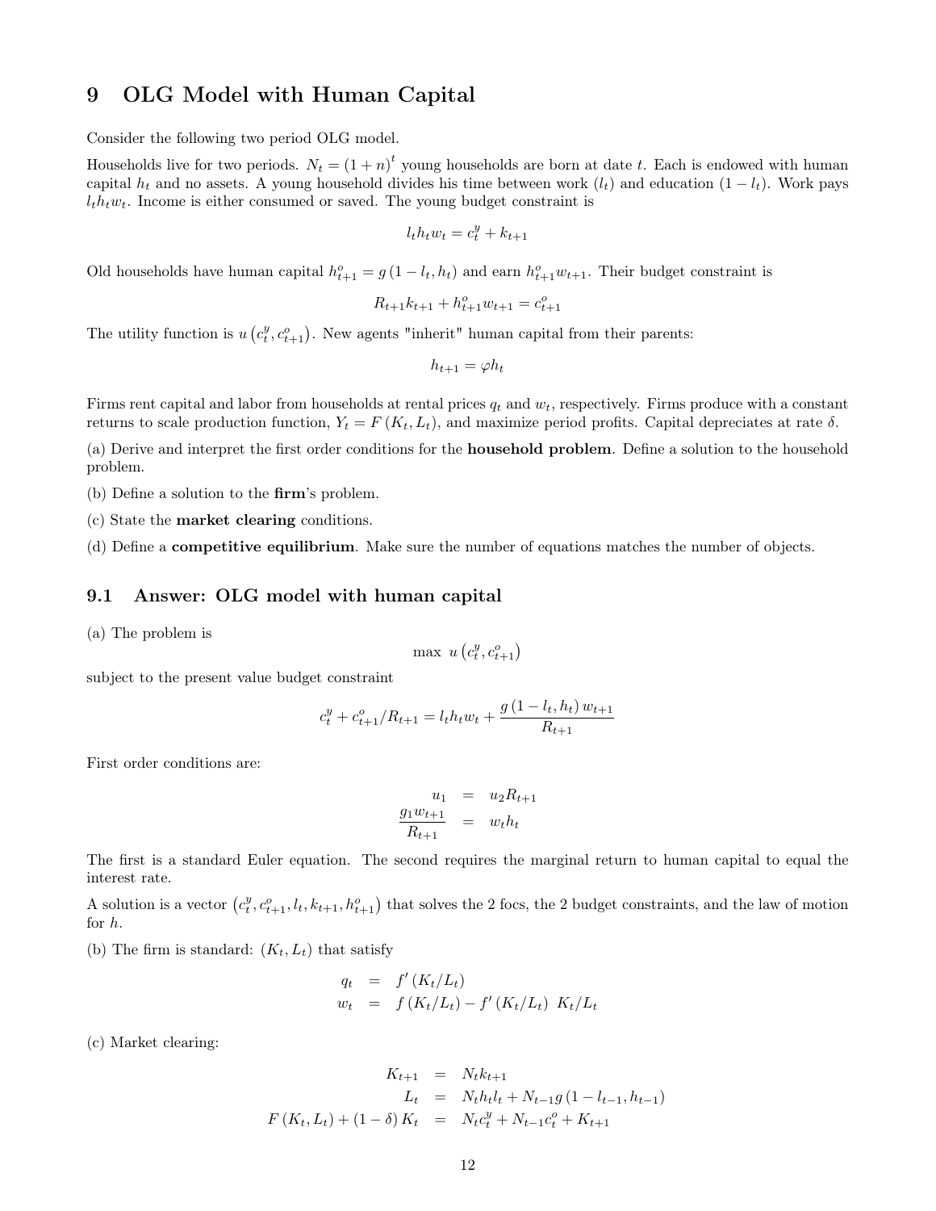# 9 OLG Model with Human Capital

Consider the following two period OLG model.

Households live for two periods. $N_t = (1+n)^t$ young households are born at date $t$. Each is endowed with human capital $h_t$ and no assets. A young household divides his time between work ($l_t$) and education ($1-l_t$). Work pays $l_t h_t w_t$. Income is either consumed or saved. The young budget constraint is

$$l_t h_t w_t = c_t^y + k_{t+1}$$

Old households have human capital $h_{t+1}^o = g(1-l_t, h_t)$ and earn $h_{t+1}^o w_{t+1}$. Their budget constraint is

$$R_{t+1} k_{t+1} + h_{t+1}^o w_{t+1} = c_{t+1}^o$$

The utility function is $u(c_t^y, c_{t+1}^o)$. New agents "inherit" human capital from their parents:

$$h_{t+1} = \varphi h_t$$

Firms rent capital and labor from households at rental prices $q_t$ and $w_t$, respectively. Firms produce with a constant returns to scale production function, $Y_t = F(K_t, L_t)$, and maximize period profits. Capital depreciates at rate $\delta$.

(a) Derive and interpret the first order conditions for the **household problem**. Define a solution to the household problem.

(b) Define a solution to the **firm**'s problem.

(c) State the **market clearing** conditions.

(d) Define a **competitive equilibrium**. Make sure the number of equations matches the number of objects.

## 9.1 Answer: OLG model with human capital

(a) The problem is

$$\max \; u(c_t^y, c_{t+1}^o)$$

subject to the present value budget constraint

$$c_t^y + c_{t+1}^o / R_{t+1} = l_t h_t w_t + \frac{g(1-l_t, h_t)\, w_{t+1}}{R_{t+1}}$$

First order conditions are:

$$\begin{aligned} u_1 &= u_2 R_{t+1} \\ \frac{g_1 w_{t+1}}{R_{t+1}} &= w_t h_t \end{aligned}$$

The first is a standard Euler equation. The second requires the marginal return to human capital to equal the interest rate.

A solution is a vector $(c_t^y, c_{t+1}^o, l_t, k_{t+1}, h_{t+1}^o)$ that solves the 2 focs, the 2 budget constraints, and the law of motion for $h$.

(b) The firm is standard: $(K_t, L_t)$ that satisfy

$$\begin{aligned} q_t &= f'(K_t/L_t) \\ w_t &= f(K_t/L_t) - f'(K_t/L_t)\; K_t/L_t \end{aligned}$$

(c) Market clearing:

$$\begin{aligned} K_{t+1} &= N_t k_{t+1} \\ L_t &= N_t h_t l_t + N_{t-1} g(1-l_{t-1}, h_{t-1}) \\ F(K_t, L_t) + (1-\delta) K_t &= N_t c_t^y + N_{t-1} c_t^o + K_{t+1} \end{aligned}$$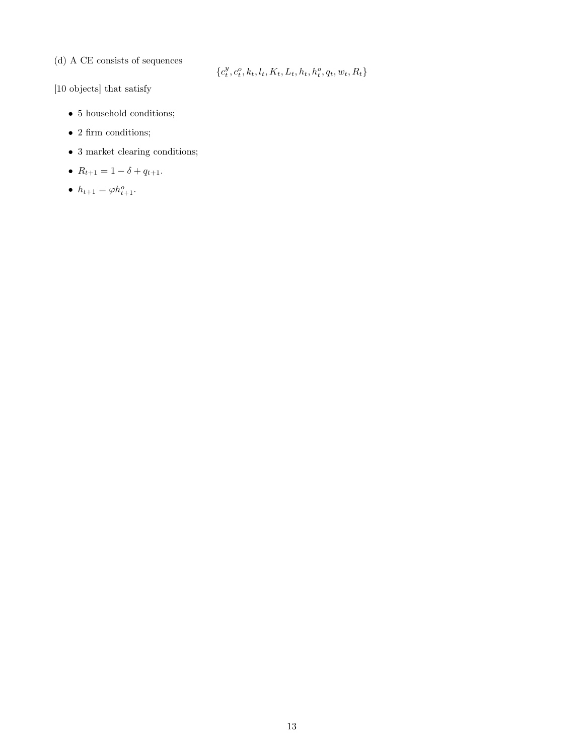(d) A CE consists of sequences

$$\{c_t^y, c_t^o, k_t, l_t, K_t, L_t, h_t, h_t^o, q_t, w_t, R_t\}$$

[10 objects] that satisfy

- 5 household conditions;
- 2 firm conditions;
- 3 market clearing conditions;
- $R_{t+1} = 1 - \delta + q_{t+1}$.
- $h_{t+1} = \varphi h_{t+1}^o$.